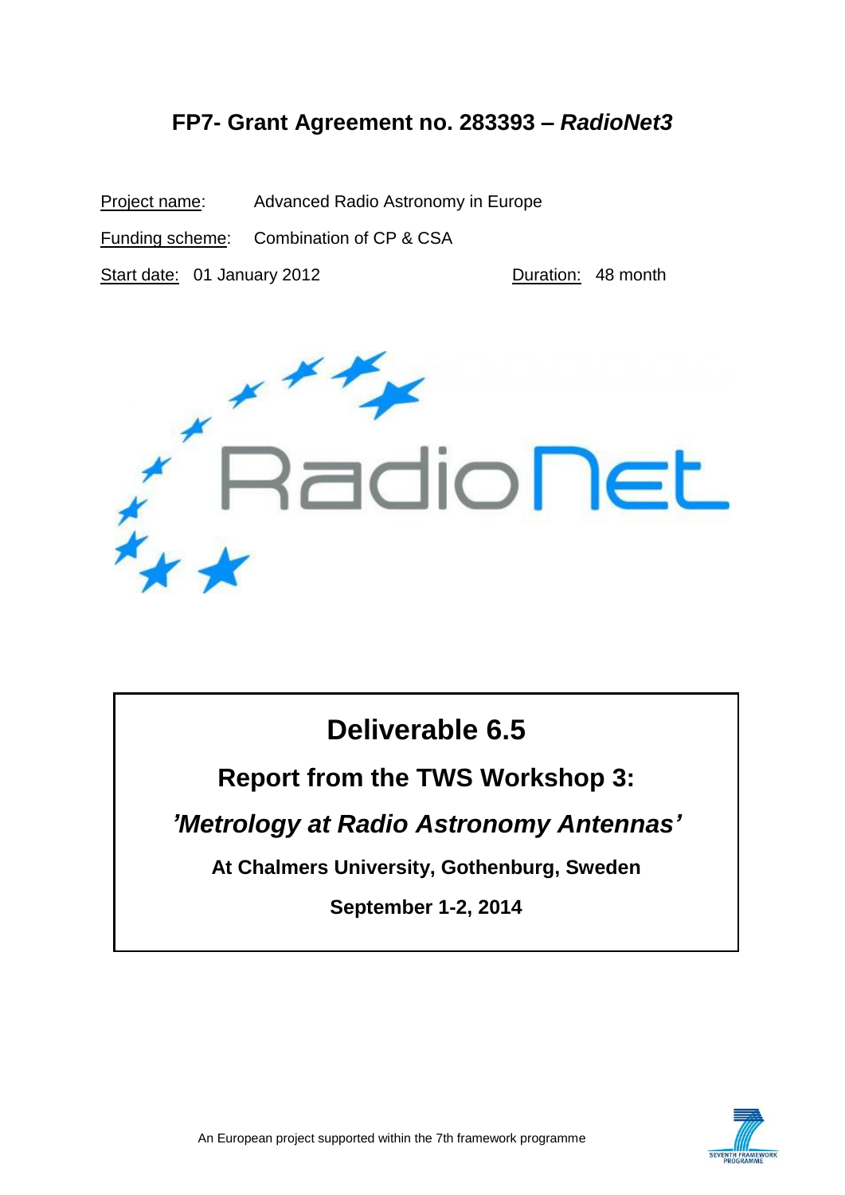## FP7- Grant Agreement no. 283393 – *RadioNet3*

Project name: Advanced Radio Astronomy in Europe

Funding scheme: Combination of CP & CSA

Start date: 01 January 2012 Duration: 48 month

# Deliverable 6.5

## Report from the TWS Workshop 3:

## *'Metrology at Radio Astronomy Antennas'*

**At Chalmers University, Gothenburg, Sweden**

**September 1-2, 2014**

An European project supported within the 7th framework programme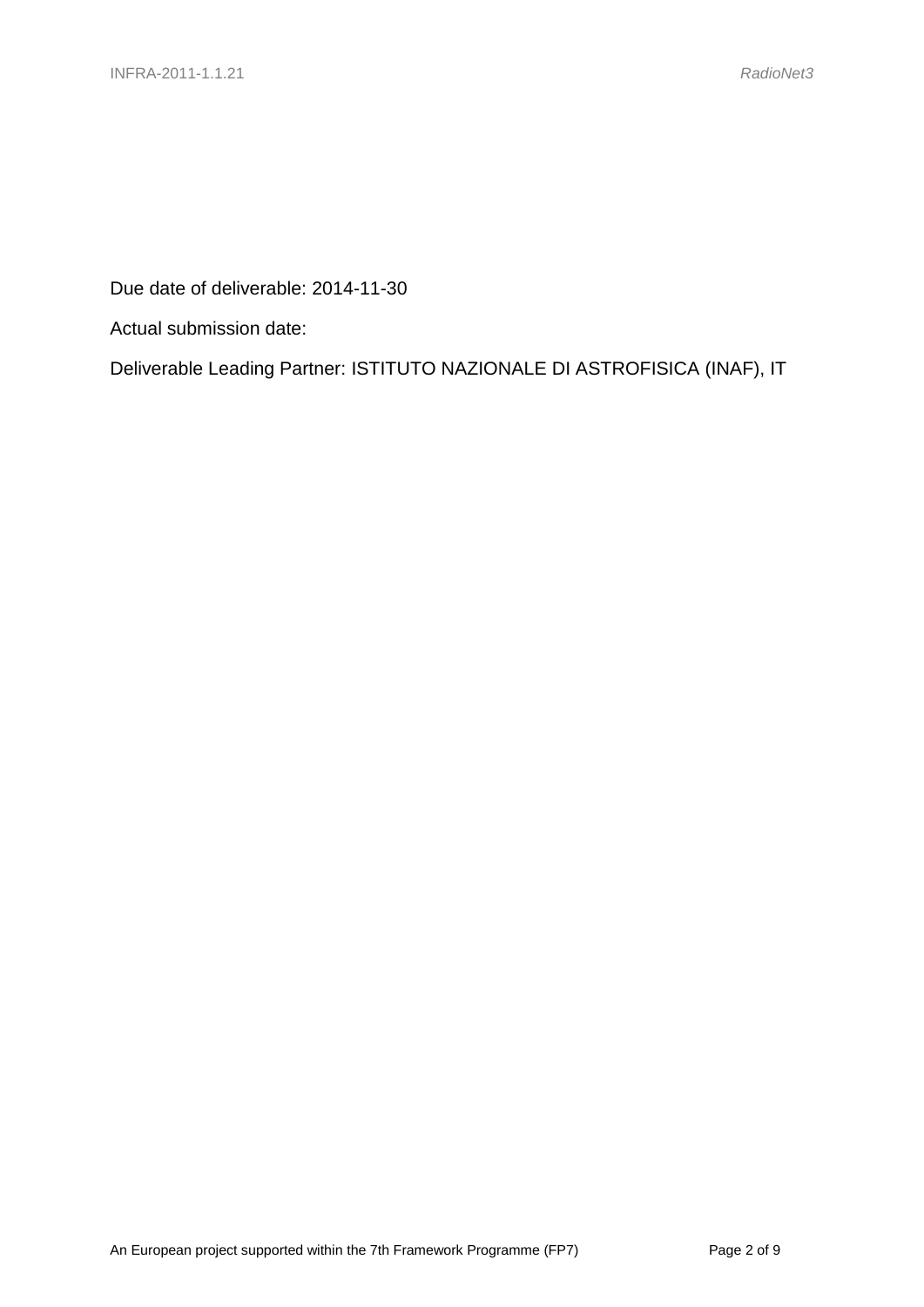Due date of deliverable: 2014-11-30

Actual submission date:

Deliverable Leading Partner: ISTITUTO NAZIONALE DI ASTROFISICA (INAF), IT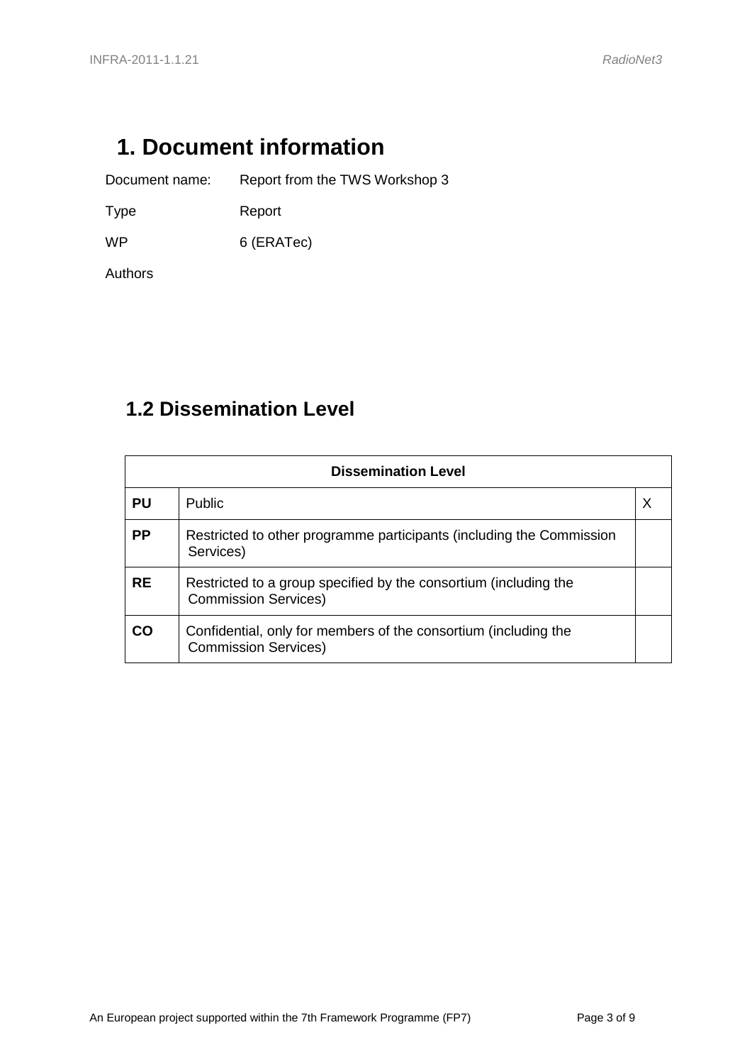# 1. Document information

Document name: Report from the TWS Workshop 3

Type Report

WP 6 (ERATec)

Authors

## 1.2 Dissemination Level

| Dissemination Level | | |
|---|---|---|
| **PU** | Public | X |
| **PP** | Restricted to other programme participants (including the Commission Services) | |
| **RE** | Restricted to a group specified by the consortium (including the Commission Services) | |
| **CO** | Confidential, only for members of the consortium (including the Commission Services) | |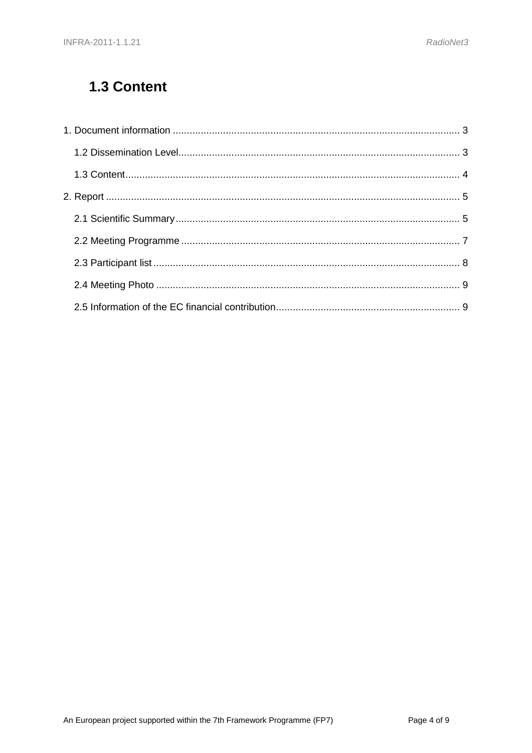## 1.3 Content

1. Document information ...................................................................................................... 3
   - 1.2 Dissemination Level.................................................................................................... 3
   - 1.3 Content....................................................................................................................... 4
2. Report .............................................................................................................................. 5
   - 2.1 Scientific Summary..................................................................................................... 5
   - 2.2 Meeting Programme ................................................................................................... 7
   - 2.3 Participant list ............................................................................................................. 8
   - 2.4 Meeting Photo ............................................................................................................ 9
   - 2.5 Information of the EC financial contribution.................................................................. 9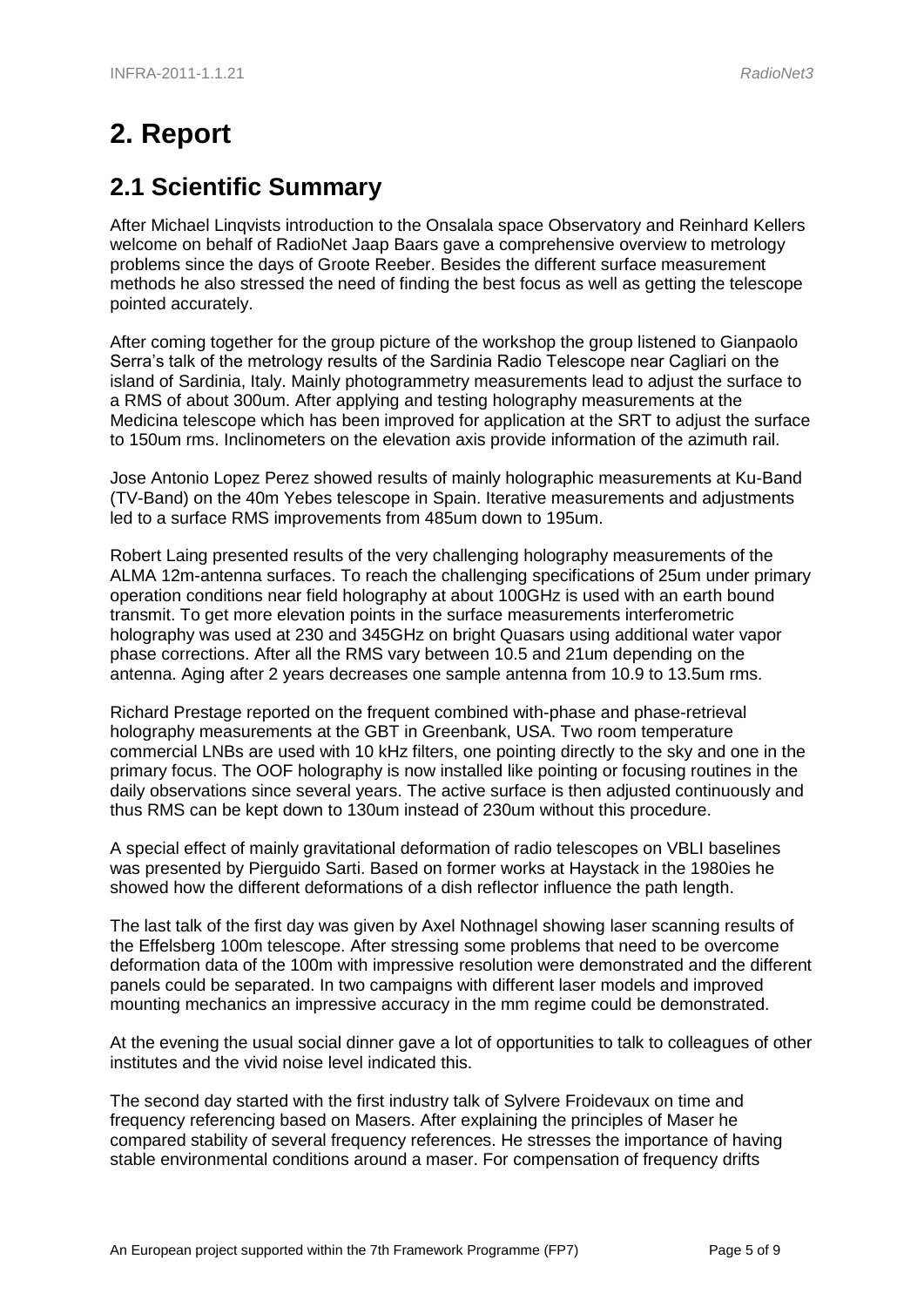# 2. Report

## 2.1 Scientific Summary

After Michael Linqvists introduction to the Onsalala space Observatory and Reinhard Kellers welcome on behalf of RadioNet Jaap Baars gave a comprehensive overview to metrology problems since the days of Groote Reeber. Besides the different surface measurement methods he also stressed the need of finding the best focus as well as getting the telescope pointed accurately.

After coming together for the group picture of the workshop the group listened to Gianpaolo Serra's talk of the metrology results of the Sardinia Radio Telescope near Cagliari on the island of Sardinia, Italy. Mainly photogrammetry measurements lead to adjust the surface to a RMS of about 300um. After applying and testing holography measurements at the Medicina telescope which has been improved for application at the SRT to adjust the surface to 150um rms. Inclinometers on the elevation axis provide information of the azimuth rail.

Jose Antonio Lopez Perez showed results of mainly holographic measurements at Ku-Band (TV-Band) on the 40m Yebes telescope in Spain. Iterative measurements and adjustments led to a surface RMS improvements from 485um down to 195um.

Robert Laing presented results of the very challenging holography measurements of the ALMA 12m-antenna surfaces. To reach the challenging specifications of 25um under primary operation conditions near field holography at about 100GHz is used with an earth bound transmit. To get more elevation points in the surface measurements interferometric holography was used at 230 and 345GHz on bright Quasars using additional water vapor phase corrections. After all the RMS vary between 10.5 and 21um depending on the antenna. Aging after 2 years decreases one sample antenna from 10.9 to 13.5um rms.

Richard Prestage reported on the frequent combined with-phase and phase-retrieval holography measurements at the GBT in Greenbank, USA. Two room temperature commercial LNBs are used with 10 kHz filters, one pointing directly to the sky and one in the primary focus. The OOF holography is now installed like pointing or focusing routines in the daily observations since several years. The active surface is then adjusted continuously and thus RMS can be kept down to 130um instead of 230um without this procedure.

A special effect of mainly gravitational deformation of radio telescopes on VBLI baselines was presented by Pierguido Sarti. Based on former works at Haystack in the 1980ies he showed how the different deformations of a dish reflector influence the path length.

The last talk of the first day was given by Axel Nothnagel showing laser scanning results of the Effelsberg 100m telescope. After stressing some problems that need to be overcome deformation data of the 100m with impressive resolution were demonstrated and the different panels could be separated. In two campaigns with different laser models and improved mounting mechanics an impressive accuracy in the mm regime could be demonstrated.

At the evening the usual social dinner gave a lot of opportunities to talk to colleagues of other institutes and the vivid noise level indicated this.

The second day started with the first industry talk of Sylvere Froidevaux on time and frequency referencing based on Masers. After explaining the principles of Maser he compared stability of several frequency references. He stresses the importance of having stable environmental conditions around a maser. For compensation of frequency drifts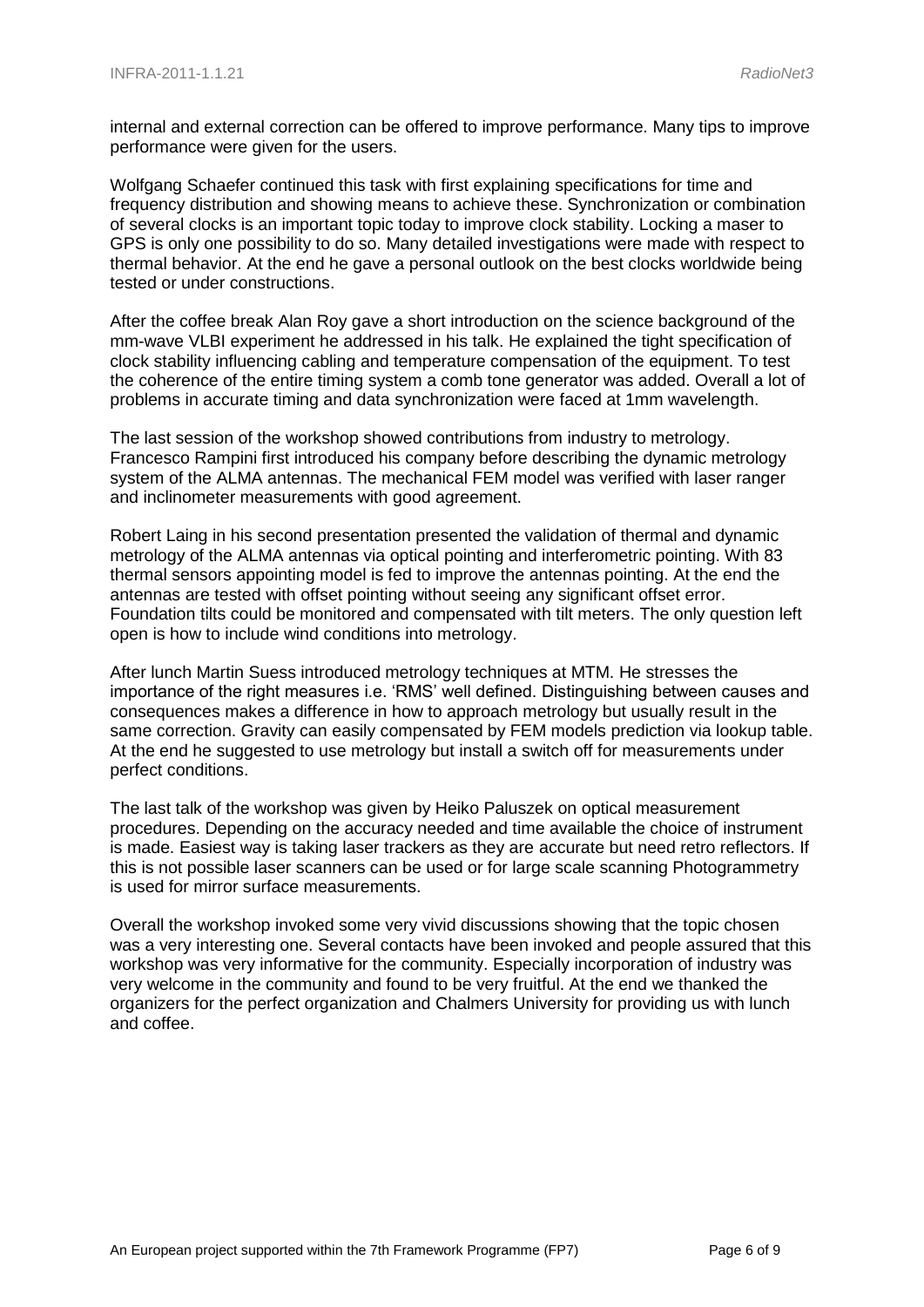internal and external correction can be offered to improve performance. Many tips to improve performance were given for the users.

Wolfgang Schaefer continued this task with first explaining specifications for time and frequency distribution and showing means to achieve these. Synchronization or combination of several clocks is an important topic today to improve clock stability. Locking a maser to GPS is only one possibility to do so. Many detailed investigations were made with respect to thermal behavior. At the end he gave a personal outlook on the best clocks worldwide being tested or under constructions.

After the coffee break Alan Roy gave a short introduction on the science background of the mm-wave VLBI experiment he addressed in his talk. He explained the tight specification of clock stability influencing cabling and temperature compensation of the equipment. To test the coherence of the entire timing system a comb tone generator was added. Overall a lot of problems in accurate timing and data synchronization were faced at 1mm wavelength.

The last session of the workshop showed contributions from industry to metrology. Francesco Rampini first introduced his company before describing the dynamic metrology system of the ALMA antennas. The mechanical FEM model was verified with laser ranger and inclinometer measurements with good agreement.

Robert Laing in his second presentation presented the validation of thermal and dynamic metrology of the ALMA antennas via optical pointing and interferometric pointing. With 83 thermal sensors appointing model is fed to improve the antennas pointing. At the end the antennas are tested with offset pointing without seeing any significant offset error. Foundation tilts could be monitored and compensated with tilt meters. The only question left open is how to include wind conditions into metrology.

After lunch Martin Suess introduced metrology techniques at MTM. He stresses the importance of the right measures i.e. 'RMS' well defined. Distinguishing between causes and consequences makes a difference in how to approach metrology but usually result in the same correction. Gravity can easily compensated by FEM models prediction via lookup table. At the end he suggested to use metrology but install a switch off for measurements under perfect conditions.

The last talk of the workshop was given by Heiko Paluszek on optical measurement procedures. Depending on the accuracy needed and time available the choice of instrument is made. Easiest way is taking laser trackers as they are accurate but need retro reflectors. If this is not possible laser scanners can be used or for large scale scanning Photogrammetry is used for mirror surface measurements.

Overall the workshop invoked some very vivid discussions showing that the topic chosen was a very interesting one. Several contacts have been invoked and people assured that this workshop was very informative for the community. Especially incorporation of industry was very welcome in the community and found to be very fruitful. At the end we thanked the organizers for the perfect organization and Chalmers University for providing us with lunch and coffee.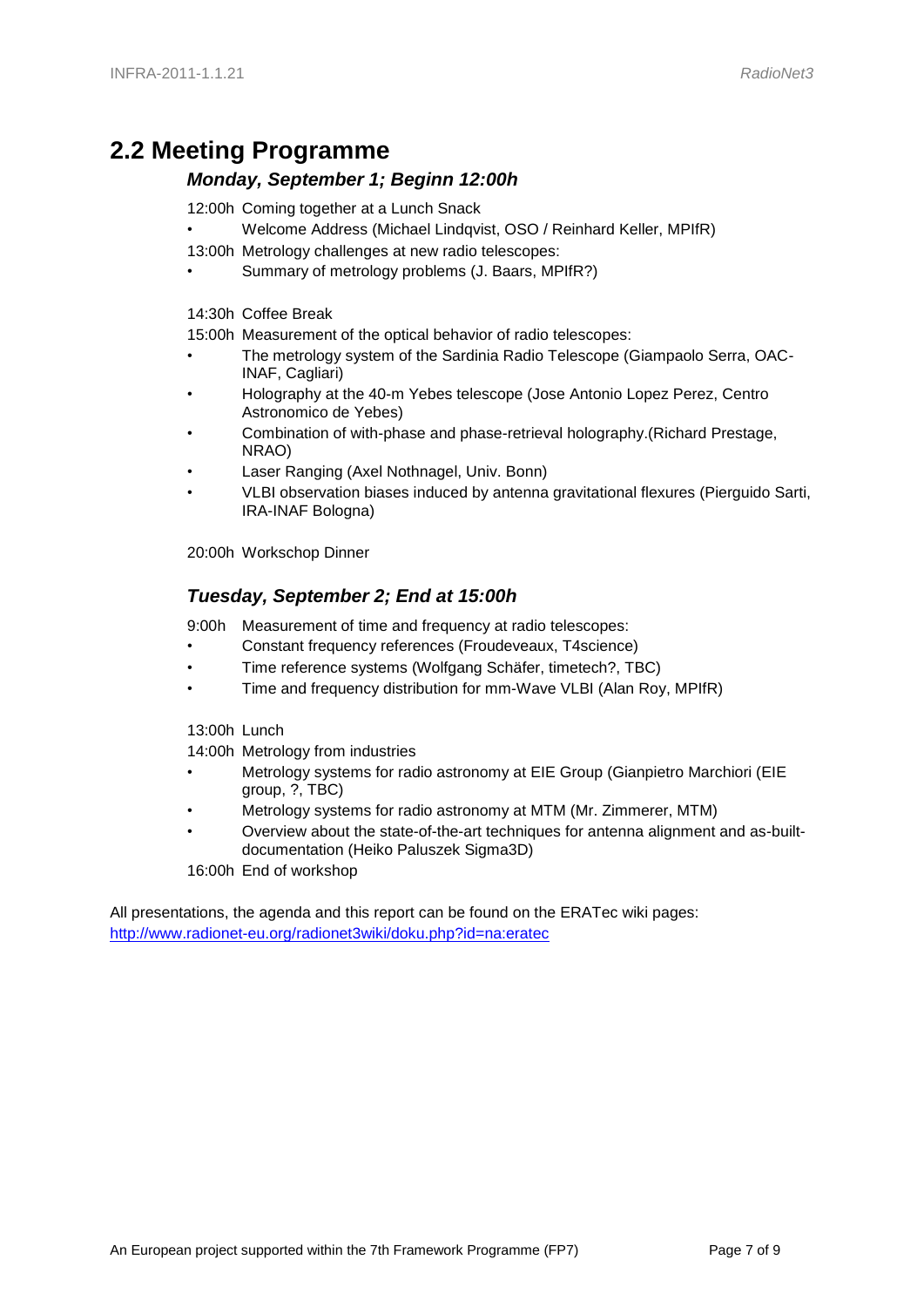## 2.2 Meeting Programme

### *Monday, September 1; Beginn 12:00h*

12:00h Coming together at a Lunch Snack

- Welcome Address (Michael Lindqvist, OSO / Reinhard Keller, MPIfR)

13:00h Metrology challenges at new radio telescopes:

- Summary of metrology problems (J. Baars, MPIfR?)

14:30h Coffee Break

15:00h Measurement of the optical behavior of radio telescopes:

- The metrology system of the Sardinia Radio Telescope (Giampaolo Serra, OAC-INAF, Cagliari)
- Holography at the 40-m Yebes telescope (Jose Antonio Lopez Perez, Centro Astronomico de Yebes)
- Combination of with-phase and phase-retrieval holography.(Richard Prestage, NRAO)
- Laser Ranging (Axel Nothnagel, Univ. Bonn)
- VLBI observation biases induced by antenna gravitational flexures (Pierguido Sarti, IRA-INAF Bologna)

20:00h Workschop Dinner

### *Tuesday, September 2; End at 15:00h*

9:00h Measurement of time and frequency at radio telescopes:

- Constant frequency references (Froudeveaux, T4science)
- Time reference systems (Wolfgang Schäfer, timetech?, TBC)
- Time and frequency distribution for mm-Wave VLBI (Alan Roy, MPIfR)

13:00h Lunch

14:00h Metrology from industries

- Metrology systems for radio astronomy at EIE Group (Gianpietro Marchiori (EIE group, ?, TBC)
- Metrology systems for radio astronomy at MTM (Mr. Zimmerer, MTM)
- Overview about the state-of-the-art techniques for antenna alignment and as-built-documentation (Heiko Paluszek Sigma3D)

16:00h End of workshop

All presentations, the agenda and this report can be found on the ERATec wiki pages: [http://www.radionet-eu.org/radionet3wiki/doku.php?id=na:eratec](http://www.radionet-eu.org/radionet3wiki/doku.php?id=na:eratec)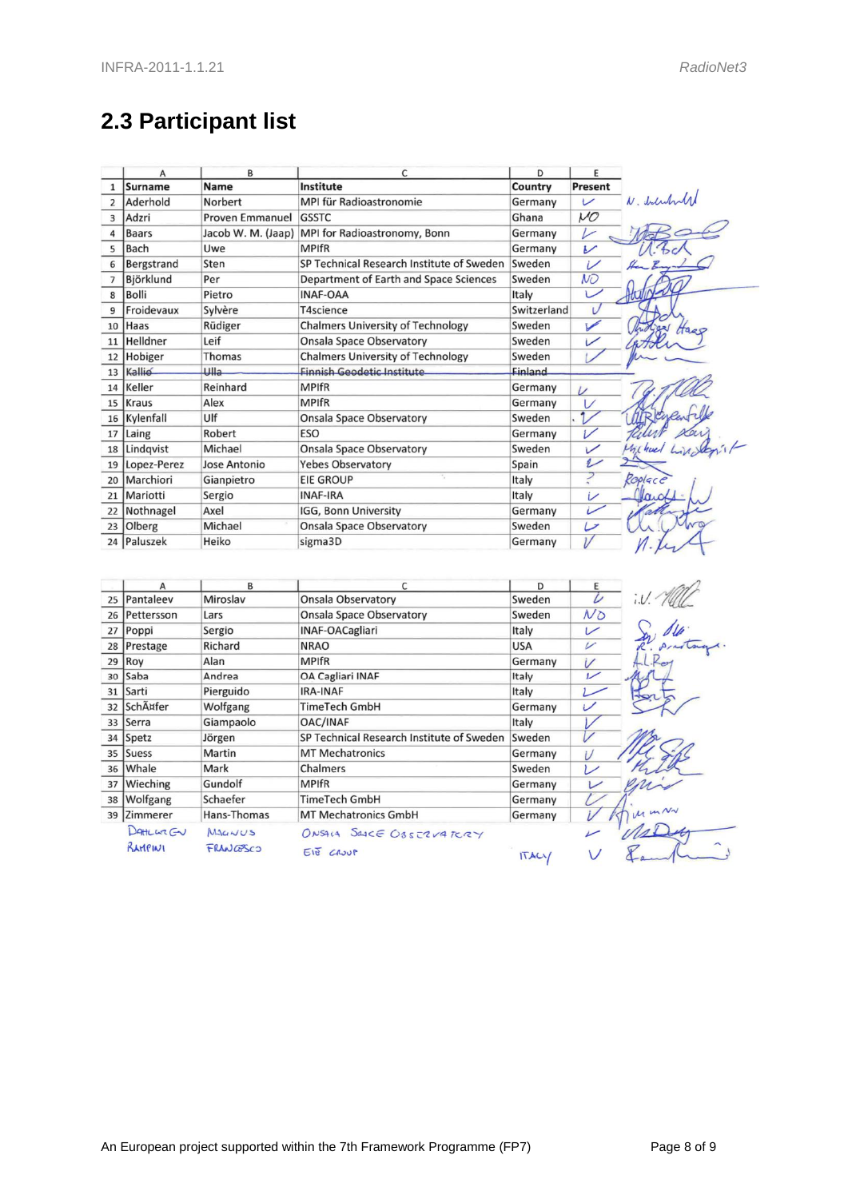## 2.3 Participant list

|  | A | B | C | D | E |
|---|---|---|---|---|---|
| 1 | Surname | Name | Institute | Country | Present |
| 2 | Aderhold | Norbert | MPI für Radioastronomie | Germany | ✓ |
| 3 | Adzri | Proven Emmanuel | GSSTC | Ghana | NO |
| 4 | Baars | Jacob W. M. (Jaap) | MPI for Radioastronomy, Bonn | Germany | ✓ |
| 5 | Bach | Uwe | MPIfR | Germany | ✓ |
| 6 | Bergstrand | Sten | SP Technical Research Institute of Sweden | Sweden | ✓ |
| 7 | Björklund | Per | Department of Earth and Space Sciences | Sweden | NO |
| 8 | Bolli | Pietro | INAF-OAA | Italy | ✓ |
| 9 | Froidevaux | Sylvère | T4science | Switzerland | ✓ |
| 10 | Haas | Rüdiger | Chalmers University of Technology | Sweden | ✓ |
| 11 | Helldner | Leif | Onsala Space Observatory | Sweden | ✓ |
| 12 | Hobiger | Thomas | Chalmers University of Technology | Sweden | ✓ |
| 13 | ~~Kallio~~ | ~~Ulla~~ | ~~Finnish Geodetic Institute~~ | ~~Finland~~ |  |
| 14 | Keller | Reinhard | MPIfR | Germany | ✓ |
| 15 | Kraus | Alex | MPIfR | Germany | ✓ |
| 16 | Kylenfall | Ulf | Onsala Space Observatory | Sweden | ✓ |
| 17 | Laing | Robert | ESO | Germany | ✓ |
| 18 | Lindqvist | Michael | Onsala Space Observatory | Sweden | ✓ |
| 19 | Lopez-Perez | Jose Antonio | Yebes Observatory | Spain | ✓ |
| 20 | Marchiori | Gianpietro | EIE GROUP | Italy | ? Replace |
| 21 | Mariotti | Sergio | INAF-IRA | Italy | ✓ |
| 22 | Nothnagel | Axel | IGG, Bonn University | Germany | ✓ |
| 23 | Olberg | Michael | Onsala Space Observatory | Sweden | ✓ |
| 24 | Paluszek | Heiko | sigma3D | Germany | ✓ |
| 25 | Pantaleev | Miroslav | Onsala Observatory | Sweden | ✓ |
| 26 | Pettersson | Lars | Onsala Space Observatory | Sweden | NO |
| 27 | Poppi | Sergio | INAF-OACagliari | Italy | ✓ |
| 28 | Prestage | Richard | NRAO | USA | ✓ |
| 29 | Roy | Alan | MPIfR | Germany | ✓ |
| 30 | Saba | Andrea | OA Cagliari INAF | Italy | ✓ |
| 31 | Sarti | Pierguido | IRA-INAF | Italy | ✓ |
| 32 | SchÃ¤fer | Wolfgang | TimeTech GmbH | Germany | ✓ |
| 33 | Serra | Giampaolo | OAC/INAF | Italy | ✓ |
| 34 | Spetz | Jörgen | SP Technical Research Institute of Sweden | Sweden | ✓ |
| 35 | Suess | Martin | MT Mechatronics | Germany | ✓ |
| 36 | Whale | Mark | Chalmers | Sweden | ✓ |
| 37 | Wieching | Gundolf | MPIfR | Germany | ✓ |
| 38 | Wolfgang | Schaefer | TimeTech GmbH | Germany | ✓ |
| 39 | Zimmerer | Hans-Thomas | MT Mechatronics GmbH | Germany | ✓ |
|  | DAHLGREN | MAGNUS | ONSALA SPACE OBSERVATORY |  | ✓ |
|  | RAMPINI | FRANCESCO | EIE GROUP | ITALY | ✓ |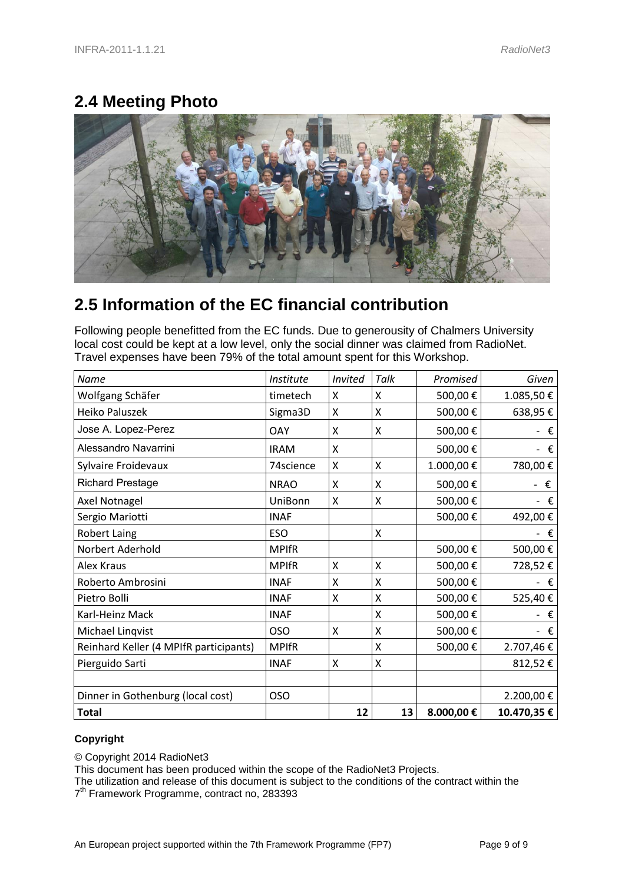## 2.4 Meeting Photo

## 2.5 Information of the EC financial contribution

Following people benefitted from the EC funds. Due to generousity of Chalmers University local cost could be kept at a low level, only the social dinner was claimed from RadioNet. Travel expenses have been 79% of the total amount spent for this Workshop.

| *Name* | *Institute* | *Invited* | *Talk* | *Promised* | *Given* |
|---|---|---|---|---|---|
| Wolfgang Schäfer | timetech | X | X | 500,00 € | 1.085,50 € |
| Heiko Paluszek | Sigma3D | X | X | 500,00 € | 638,95 € |
| Jose A. Lopez-Perez | OAY | X | X | 500,00 € | - € |
| Alessandro Navarrini | IRAM | X | | 500,00 € | - € |
| Sylvaire Froidevaux | 74science | X | X | 1.000,00 € | 780,00 € |
| Richard Prestage | NRAO | X | X | 500,00 € | - € |
| Axel Notnagel | UniBonn | X | X | 500,00 € | - € |
| Sergio Mariotti | INAF | | | 500,00 € | 492,00 € |
| Robert Laing | ESO | | X | | - € |
| Norbert Aderhold | MPIfR | | | 500,00 € | 500,00 € |
| Alex Kraus | MPIfR | X | X | 500,00 € | 728,52 € |
| Roberto Ambrosini | INAF | X | X | 500,00 € | - € |
| Pietro Bolli | INAF | X | X | 500,00 € | 525,40 € |
| Karl-Heinz Mack | INAF | | X | 500,00 € | - € |
| Michael Linqvist | OSO | X | X | 500,00 € | - € |
| Reinhard Keller (4 MPIfR participants) | MPIfR | | X | 500,00 € | 2.707,46 € |
| Pierguido Sarti | INAF | X | X | | 812,52 € |
| | | | | | |
| Dinner in Gothenburg (local cost) | OSO | | | | 2.200,00 € |
| **Total** | | **12** | **13** | **8.000,00 €** | **10.470,35 €** |

**Copyright**

© Copyright 2014 RadioNet3

This document has been produced within the scope of the RadioNet3 Projects.

The utilization and release of this document is subject to the conditions of the contract within the 7th Framework Programme, contract no, 283393